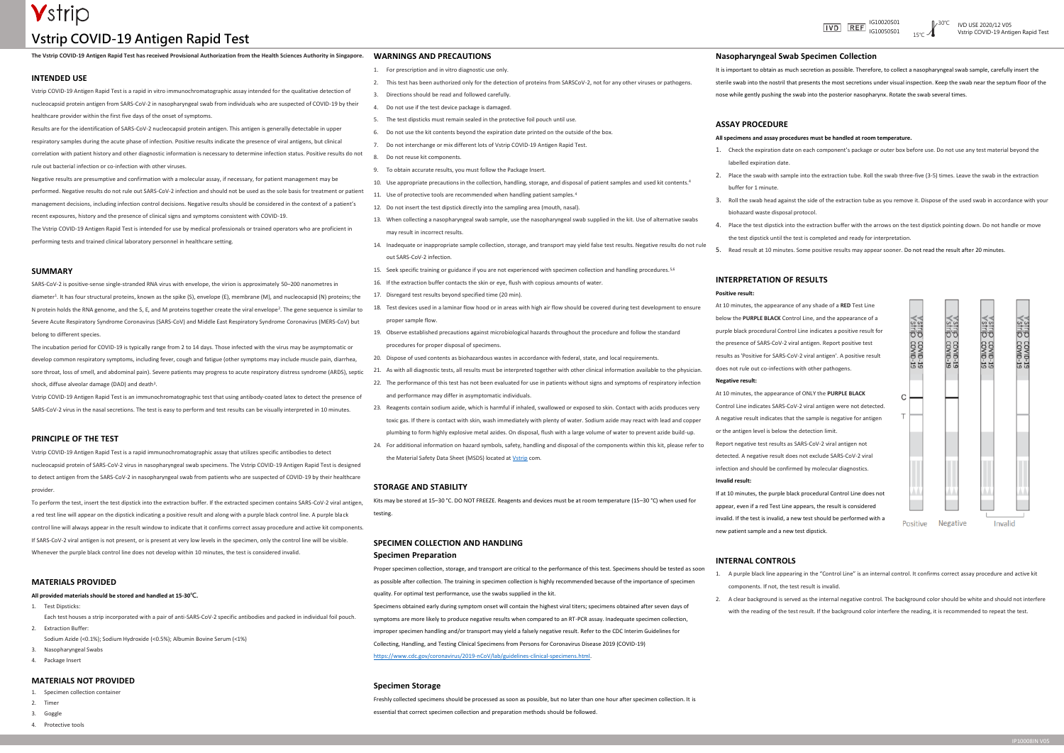# Vstrip

# Vstrip COVID-19 Antigen Rapid Test

IVD REF IG10020S01 IG10050S01 15°C 30°C IVD USE 2020/12 V05 Vstrip COVID-19 Antigen Rapid Test

**The Vstrip COVID-19 Antigen Rapid Test has received Provisional Authorization from the Health Sciences Authority in Singapore.**

## INTENDED USE

Vstrip COVID-19 Antigen Rapid Test is a rapid in vitro immunochromatographic assay intended for the qualitative detection of nucleocapsid protein antigen from SARS-CoV-2 in nasopharyngeal swab from individuals who are suspected of COVID-19 by their healthcare provider within the first five days of the onset of symptoms.

Results are for the identification of SARS-CoV-2 nucleocapsid protein antigen. This antigen is generally detectable in upper respiratory samples during the acute phase of infection. Positive results indicate the presence of viral antigens, but clinical correlation with patient history and other diagnostic information is necessary to determine infection status. Positive results do not rule out bacterial infection or co-infection with other viruses.

Negative results are presumptive and confirmation with a molecular assay, if necessary, for patient management may be performed. Negative results do not rule out SARS-CoV-2 infection and should not be used as the sole basis for treatment or patient management decisions, including infection control decisions. Negative results should be considered in the context of a patient's recent exposures, history and the presence of clinical signs and symptoms consistent with COVID-19.

The Vstrip COVID-19 Antigen Rapid Test is intended for use by medical professionals or trained operators who are proficient in performing tests and trained clinical laboratory personnel in healthcare setting.

## SUMMARY

SARS-CoV-2 is positive-sense single-stranded RNA virus with envelope, the virion is approximately 50–200 nanometres in diameter[1]. It has four structural proteins, known as the spike (S), envelope (E), membrane (M), and nucleocapsid (N) proteins; the N protein holds the RNA genome, and the S, E, and M proteins together create the viral envelope[2]. The gene sequence is similar to Severe Acute Respiratory Syndrome Coronavirus (SARS-CoV) and Middle East Respiratory Syndrome Coronavirus (MERS-CoV) but belong to different species.

The incubation period for COVID-19 is typically range from 2 to 14 days. Those infected with the virus may be asymptomatic or develop common respiratory symptoms, including fever, cough and fatigue (other symptoms may include muscle pain, diarrhea, sore throat, loss of smell, and abdominal pain). Severe patients may progress to acute respiratory distress syndrome (ARDS), septic shock, diffuse alveolar damage (DAD) and death[3].

Vstrip COVID-19 Antigen Rapid Test is an immunochromatographic test that using antibody-coated latex to detect the presence of SARS-CoV-2 virus in the nasal secretions. The test is easy to perform and test results can be visually interpreted in 10 minutes.

## PRINCIPLE OF THE TEST

Vstrip COVID-19 Antigen Rapid Test is a rapid immunochromatographic assay that utilizes specific antibodies to detect nucleocapsid protein of SARS-CoV-2 virus in nasopharyngeal swab specimens. The Vstrip COVID-19 Antigen Rapid Test is designed to detect antigen from the SARS-CoV-2 in nasopharyngeal swab from patients who are suspected of COVID-19 by their healthcare provider.

To perform the test, insert the test dipstick into the extraction buffer. If the extracted specimen contains SARS-CoV-2 viral antigen, a red test line will appear on the dipstick indicating a positive result and along with a purple black control line. A purple black control line will always appear in the result window to indicate that it confirms correct assay procedure and active kit components. If SARS-CoV-2 viral antigen is not present, or is present at very low levels in the specimen, only the control line will be visible. Whenever the purple black control line does not develop within 10 minutes, the test is considered invalid.

## MATERIALS PROVIDED

**All provided materials should be stored and handled at 15-30℃.**

1. Test Dipsticks:
   Each test houses a strip incorporated with a pair of anti-SARS-CoV-2 specific antibodies and packed in individual foil pouch.
2. Extraction Buffer:
   Sodium Azide (<0.1%); Sodium Hydroxide (<0.5%); Albumin Bovine Serum (<1%)
3. Nasopharyngeal Swabs
4. Package Insert

## MATERIALS NOT PROVIDED

1. Specimen collection container
2. Timer
3. Goggle
4. Protective tools

## WARNINGS AND PRECAUTIONS

1. For prescription and in vitro diagnostic use only.
2. This test has been authorized only for the detection of proteins from SARSCoV-2, not for any other viruses or pathogens.
3. Directions should be read and followed carefully.
4. Do not use if the test device package is damaged.
5. The test dipsticks must remain sealed in the protective foil pouch until use.
6. Do not use the kit contents beyond the expiration date printed on the outside of the box.
7. Do not interchange or mix different lots of Vstrip COVID-19 Antigen Rapid Test.
8. Do not reuse kit components.
9. To obtain accurate results, you must follow the Package Insert.
10. Use appropriate precautions in the collection, handling, storage, and disposal of patient samples and used kit contents.[4]
11. Use of protective tools are recommended when handling patient samples.[4]
12. Do not insert the test dipstick directly into the sampling area (mouth, nasal).
13. When collecting a nasopharyngeal swab sample, use the nasopharyngeal swab supplied in the kit. Use of alternative swabs may result in incorrect results.
14. Inadequate or inappropriate sample collection, storage, and transport may yield false test results. Negative results do not rule out SARS-CoV-2 infection.
15. Seek specific training or guidance if you are not experienced with specimen collection and handling procedures.[5,6]
16. If the extraction buffer contacts the skin or eye, flush with copious amounts of water.
17. Disregard test results beyond specified time (20 min).
18. Test devices used in a laminar flow hood or in areas with high air flow should be covered during test development to ensure proper sample flow.
19. Observe established precautions against microbiological hazards throughout the procedure and follow the standard procedures for proper disposal of specimens.
20. Dispose of used contents as biohazardous wastes in accordance with federal, state, and local requirements.
21. As with all diagnostic tests, all results must be interpreted together with other clinical information available to the physician.
22. The performance of this test has not been evaluated for use in patients without signs and symptoms of respiratory infection and performance may differ in asymptomatic individuals.
23. Reagents contain sodium azide, which is harmful if inhaled, swallowed or exposed to skin. Contact with acids produces very toxic gas. If there is contact with skin, wash immediately with plenty of water. Sodium azide may react with lead and copper plumbing to form highly explosive metal azides. On disposal, flush with a large volume of water to prevent azide build-up.
24. For additional information on hazard symbols, safety, handling and disposal of the components within this kit, please refer to the Material Safety Data Sheet (MSDS) located at Vstrip com.

## STORAGE AND STABILITY

Kits may be stored at 15–30 °C. DO NOT FREEZE. Reagents and devices must be at room temperature (15–30 °C) when used for testing.

## SPECIMEN COLLECTION AND HANDLING

### Specimen Preparation

Proper specimen collection, storage, and transport are critical to the performance of this test. Specimens should be tested as soon as possible after collection. The training in specimen collection is highly recommended because of the importance of specimen quality. For optimal test performance, use the swabs supplied in the kit.

Specimens obtained early during symptom onset will contain the highest viral titers; specimens obtained after seven days of symptoms are more likely to produce negative results when compared to an RT-PCR assay. Inadequate specimen collection, improper specimen handling and/or transport may yield a falsely negative result. Refer to the CDC Interim Guidelines for Collecting, Handling, and Testing Clinical Specimens from Persons for Coronavirus Disease 2019 (COVID-19) https://www.cdc.gov/coronavirus/2019-nCoV/lab/guidelines-clinical-specimens.html.

### Specimen Storage

Freshly collected specimens should be processed as soon as possible, but no later than one hour after specimen collection. It is essential that correct specimen collection and preparation methods should be followed.

### Nasopharyngeal Swab Specimen Collection

It is important to obtain as much secretion as possible. Therefore, to collect a nasopharyngeal swab sample, carefully insert the sterile swab into the nostril that presents the most secretions under visual inspection. Keep the swab near the septum floor of the nose while gently pushing the swab into the posterior nasopharynx. Rotate the swab several times.

## ASSAY PROCEDURE

**All specimens and assay procedures must be handled at room temperature.**

1. Check the expiration date on each component's package or outer box before use. Do not use any test material beyond the labelled expiration date.
2. Place the swab with sample into the extraction tube. Roll the swab three-five (3-5) times. Leave the swab in the extraction buffer for 1 minute.
3. Roll the swab head against the side of the extraction tube as you remove it. Dispose of the used swab in accordance with your biohazard waste disposal protocol.
4. Place the test dipstick into the extraction buffer with the arrows on the test dipstick pointing down. Do not handle or move the test dipstick until the test is completed and ready for interpretation.
5. Read result at 10 minutes. Some positive results may appear sooner. Do not read the result after 20 minutes.

## INTERPRETATION OF RESULTS

**Positive result:**

At 10 minutes, the appearance of any shade of a **RED** Test Line below the **PURPLE BLACK** Control Line, and the appearance of a purple black procedural Control Line indicates a positive result for the presence of SARS-CoV-2 viral antigen. Report positive test results as 'Positive for SARS-CoV-2 viral antigen'. A positive result does not rule out co-infections with other pathogens.

**Negative result:**

At 10 minutes, the appearance of ONLY the **PURPLE BLACK** Control Line indicates SARS-CoV-2 viral antigen were not detected. A negative result indicates that the sample is negative for antigen or the antigen level is below the detection limit.

Report negative test results as SARS-CoV-2 viral antigen not detected. A negative result does not exclude SARS-CoV-2 viral infection and should be confirmed by molecular diagnostics.

**Invalid result:**

If at 10 minutes, the purple black procedural Control Line does not appear, even if a red Test Line appears, the result is considered invalid. If the test is invalid, a new test should be performed with a new patient sample and a new test dipstick.

C T — Positive, Negative, Invalid

## INTERNAL CONTROLS

1. A purple black line appearing in the "Control Line" is an internal control. It confirms correct assay procedure and active kit components. If not, the test result is invalid.
2. A clear background is served as the internal negative control. The background color should be white and should not interfere with the reading of the test result. If the background color interfere the reading, it is recommended to repeat the test.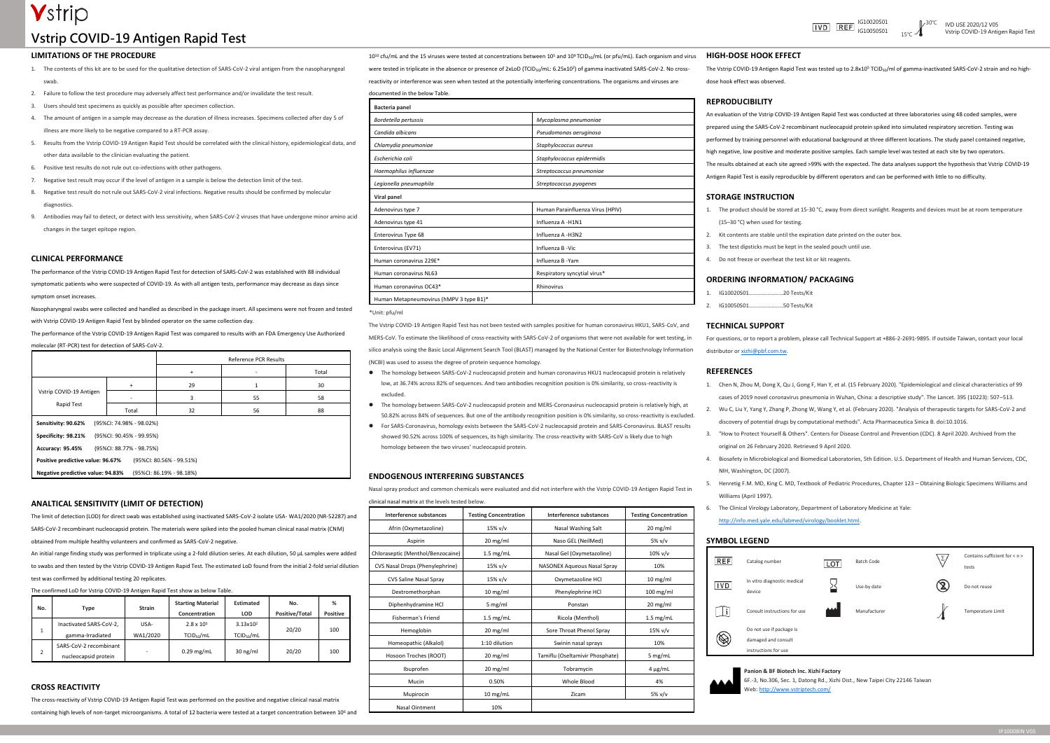# Vstrip COVID-19 Antigen Rapid Test

IVD REF IG10020S01 IG10050S01 15°C 30°C IVD USE 2020/12 V05 Vstrip COVID-19 Antigen Rapid Test

## LIMITATIONS OF THE PROCEDURE

1. The contents of this kit are to be used for the qualitative detection of SARS-CoV-2 viral antigen from the nasopharyngeal swab.
2. Failure to follow the test procedure may adversely affect test performance and/or invalidate the test result.
3. Users should test specimens as quickly as possible after specimen collection.
4. The amount of antigen in a sample may decrease as the duration of illness increases. Specimens collected after day 5 of illness are more likely to be negative compared to a RT-PCR assay.
5. Results from the Vstrip COVID-19 Antigen Rapid Test should be correlated with the clinical history, epidemiological data, and other data available to the clinician evaluating the patient.
6. Positive test results do not rule out co-infections with other pathogens.
7. Negative test result may occur if the level of antigen in a sample is below the detection limit of the test.
8. Negative test result do not rule out SARS-CoV-2 viral infections. Negative results should be confirmed by molecular diagnostics.
9. Antibodies may fail to detect, or detect with less sensitivity, when SARS-CoV-2 viruses that have undergone minor amino acid changes in the target epitope region.

## CLINICAL PERFORMANCE

The performance of the Vstrip COVID-19 Antigen Rapid Test for detection of SARS-CoV-2 was established with 88 individual symptomatic patients who were suspected of COVID-19. As with all antigen tests, performance may decrease as days since symptom onset increases.

Nasopharyngeal swabs were collected and handled as described in the package insert. All specimens were not frozen and tested with Vstrip COVID-19 Antigen Rapid Test by blinded operator on the same collection day.

The performance of the Vstrip COVID-19 Antigen Rapid Test was compared to results with an FDA Emergency Use Authorized molecular (RT-PCR) test for detection of SARS-CoV-2.

| | | Reference PCR Results | | |
|---|---|---|---|---|
| | | + | - | Total |
| Vstrip COVID-19 Antigen Rapid Test | + | 29 | 1 | 30 |
| | - | 3 | 55 | 58 |
| | Total | 32 | 56 | 88 |

**Sensitivity: 90.62%** (95%CI: 74.98% - 98.02%)

**Specificity: 98.21%** (95%CI: 90.45% - 99.95%)

**Accuracy: 95.45%** (95%CI: 88.77% - 98.75%)

**Positive predictive value: 96.67%** (95%CI: 80.56% - 99.51%)

**Negative predictive value: 94.83%** (95%CI: 86.19% - 98.18%)

## ANALTICAL SENSITIVITY (LIMIT OF DETECTION)

The limit of detection (LOD) for direct swab was established using inactivated SARS-CoV-2 isolate USA- WA1/2020 (NR-52287) and SARS-CoV-2 recombinant nucleocapsid protein. The materials were spiked into the pooled human clinical nasal matrix (CNM) obtained from multiple healthy volunteers and confirmed as SARS-CoV-2 negative.

An initial range finding study was performed in triplicate using a 2-fold dilution series. At each dilution, 50 μL samples were added to swabs and then tested by the Vstrip COVID-19 Antigen Rapid Test. The estimated LoD found from the initial 2-fold serial dilution test was confirmed by additional testing 20 replicates.

The confirmed LoD for Vstrip COVID-19 Antigen Rapid Test show as below Table.

| No. | Type | Strain | Starting Material Concentration | Estimated LOD | No. Positive/Total | % Positive |
|---|---|---|---|---|---|---|
| 1 | Inactivated SARS-CoV-2, gamma-Irradiated | USA-WA1/2020 | $2.8 \times 10^5$ $TCID_{50}$/mL | $3.13 \times 10^2$ $TCID_{50}$/mL | 20/20 | 100 |
| 2 | SARS-CoV-2 recombinant nucleocapsid protein | - | 0.29 mg/mL | 30 ng/ml | 20/20 | 100 |

## CROSS REACTIVITY

The cross-reactivity of Vstrip COVID-19 Antigen Rapid Test was performed on the positive and negative clinical nasal matrix containing high levels of non-target microorganisms. A total of 12 bacteria were tested at a target concentration between $10^6$ and $10^{10}$ cfu/mL and the 15 viruses were tested at concentrations between $10^5$ and $10^8$ $TCID_{50}$/mL (or pfu/mL). Each organism and virus were tested in triplicate in the absence or presence of 2xLoD ($TCID_{50}$/mL: $6.25 \times 10^2$) of gamma inactivated SARS-CoV-2. No cross-reactivity or interference was seen when tested at the potentially interfering concentrations. The organisms and viruses are documented in the below Table.

| Bacteria panel | |
|---|---|
| *Bordetella pertussis* | *Mycoplasma pneumoniae* |
| *Candida albicans* | *Pseudomonas aeruginosa* |
| *Chlamydia pneumoniae* | *Staphylococcus aureus* |
| *Escherichia coli* | *Staphylococcus epidermidis* |
| *Haemophilus influenzae* | *Streptococcus pneumoniae* |
| *Legionella pneumophila* | *Streptococcus pyogenes* |
| **Viral panel** | |
| Adenovirus type 7 | Human Parainfluenza Virus (HPIV) |
| Adenovirus type 41 | Influenza A -H1N1 |
| Enterovirus Type 68 | Influenza A -H3N2 |
| Enterovirus (EV71) | Influenza B -Vic |
| Human coronavirus 229E* | Influenza B -Yam |
| Human coronavirus NL63 | Respiratory syncytial virus* |
| Human coronavirus OC43* | Rhinovirus |
| Human Metapneumovirus (hMPV 3 type B1)* | |

*Unit: pfu/ml

The Vstrip COVID-19 Antigen Rapid Test has not been tested with samples positive for human coronavirus HKU1, SARS-CoV, and MERS-CoV. To estimate the likelihood of cross-reactivity with SARS-CoV-2 of organisms that were not available for wet testing, in silico analysis using the Basic Local Alignment Search Tool (BLAST) managed by the National Center for Biotechnology Information (NCBI) was used to assess the degree of protein sequence homology.

- The homology between SARS-CoV-2 nucleocapsid protein and human coronavirus HKU1 nucleocapsid protein is relatively low, at 36.74% across 82% of sequences. And two antibodies recognition position is 0% similarity, so cross-reactivity is excluded.
- The homology between SARS-CoV-2 nucleocapsid protein and MERS-Coronavirus nucleocapsid protein is relatively high, at 50.82% across 84% of sequences. But one of the antibody recognition position is 0% similarity, so cross-reactivity is excluded.
- For SARS-Coronavirus, homology exists between the SARS-CoV-2 nucleocapsid protein and SARS-Coronavirus. BLAST results showed 90.52% across 100% of sequences, its high similarity. The cross-reactivity with SARS-CoV is likely due to high homology between the two viruses' nucleocapsid protein.

## ENDOGENOUS INTERFERING SUBSTANCES

Nasal spray product and common chemicals were evaluated and did not interfere with the Vstrip COVID-19 Antigen Rapid Test in clinical nasal matrix at the levels tested below.

| Interference substances | Testing Concentration | Interference substances | Testing Concentration |
|---|---|---|---|
| Afrin (Oxymetazoline) | 15% v/v | Nasal Washing Salt | 20 mg/ml |
| Aspirin | 20 mg/ml | Naso GEL (NeilMed) | 5% v/v |
| Chloraseptic (Menthol/Benzocaine) | 1.5 mg/mL | Nasal Gel (Oxymetazoline) | 10% v/v |
| CVS Nasal Drops (Phenylephrine) | 15% v/v | NASONEX Aqueous Nasal Spray | 10% |
| CVS Saline Nasal Spray | 15% v/v | Oxymetazoline HCl | 10 mg/ml |
| Dextromethorphan | 10 mg/ml | Phenylephrine HCl | 100 mg/ml |
| Diphenhydramine HCl | 5 mg/ml | Ponstan | 20 mg/ml |
| Fisherman's Friend | 1.5 mg/mL | Ricola (Menthol) | 1.5 mg/mL |
| Hemoglobin | 20 mg/ml | Sore Throat Phenol Spray | 15% v/v |
| Homeopathic (Alkalol) | 1:10 dilution | Swinin nasal sprays | 10% |
| Hosoon Troches (ROOT) | 20 mg/ml | Tamiflu (Oseltamivir Phosphate) | 5 mg/mL |
| Ibuprofen | 20 mg/ml | Tobramycin | 4 μg/mL |
| Mucin | 0.50% | Whole Blood | 4% |
| Mupirocin | 10 mg/ml | Zicam | 5% v/v |
| Nasal Ointment | 10% | | |

## HIGH-DOSE HOOK EFFECT

The Vstrip COVID-19 Antigen Rapid Test was tested up to $2.8 \times 10^5$ $TCID_{50}$/ml of gamma-inactivated SARS-CoV-2 strain and no high-dose hook effect was observed.

## REPRODUCIBILITY

An evaluation of the Vstrip COVID-19 Antigen Rapid Test was conducted at three laboratories using 48 coded samples, were prepared using the SARS-CoV-2 recombinant nucleocapsid protein spiked into simulated respiratory secretion. Testing was performed by training personnel with educational background at three different locations. The study panel contained negative, high negative, low positive and moderate positive samples. Each sample level was tested at each site by two operators. The results obtained at each site agreed >99% with the expected. The data analyses support the hypothesis that Vstrip COVID-19 Antigen Rapid Test is easily reproducible by different operators and can be performed with little to no difficulty.

## STORAGE INSTRUCTION

1. The product should be stored at 15-30 °C, away from direct sunlight. Reagents and devices must be at room temperature (15–30 °C) when used for testing.
2. Kit contents are stable until the expiration date printed on the outer box.
3. The test dipsticks must be kept in the sealed pouch until use.
4. Do not freeze or overheat the test kit or kit reagents.

## ORDERING INFORMATION/ PACKAGING

1. IG10020S01……………………20 Tests/Kit
2. IG10050S01……………………50 Tests/Kit

## TECHNICAL SUPPORT

For questions, or to report a problem, please call Technical Support at +886-2-2691-9895. If outside Taiwan, contact your local distributor or xizhi@pbf.com.tw.

## REFERENCES

1. Chen N, Zhou M, Dong X, Qu J, Gong F, Han Y, et al. (15 February 2020). "Epidemiological and clinical characteristics of 99 cases of 2019 novel coronavirus pneumonia in Wuhan, China: a descriptive study". The Lancet. 395 (10223): 507–513.
2. Wu C, Liu Y, Yang Y, Zhang P, Zhong W, Wang Y, et al. (February 2020). "Analysis of therapeutic targets for SARS-CoV-2 and discovery of potential drugs by computational methods". Acta Pharmaceutica Sinica B. doi:10.1016.
3. "How to Protect Yourself & Others". Centers for Disease Control and Prevention (CDC). 8 April 2020. Archived from the original on 26 February 2020. Retrieved 9 April 2020.
4. Biosafety in Microbiological and Biomedical Laboratories, 5th Edition. U.S. Department of Health and Human Services, CDC, NIH, Washington, DC (2007).
5. Henretig F.M. MD, King C. MD, Textbook of Pediatric Procedures, Chapter 123 – Obtaining Biologic Specimens Williams and Williams (April 1997).
6. The Clinical Virology Laboratory, Department of Laboratory Medicine at Yale: http://info.med.yale.edu/labmed/virology/booklet.html.

## SYMBOL LEGEND

| | | | | | |
|---|---|---|---|---|---|
| REF | Catalog number | LOT | Batch Code | Σ | Contains sufficient for < n > tests |
| IVD | In vitro diagnostic medical device | | Use-by date | | Do not reuse |
| | Consult instructions for use | | Manufacturer | | Temperature Limit |
| | Do not use if package is damaged and consult instructions for use | | | | |

**Panion & BF Biotech Inc. Xizhi Factory**
6F.-3, No.306, Sec. 1, Datong Rd., Xizhi Dist., New Taipei City 22146 Taiwan
Web: http://www.vstriptech.com/

IP10008IN V05